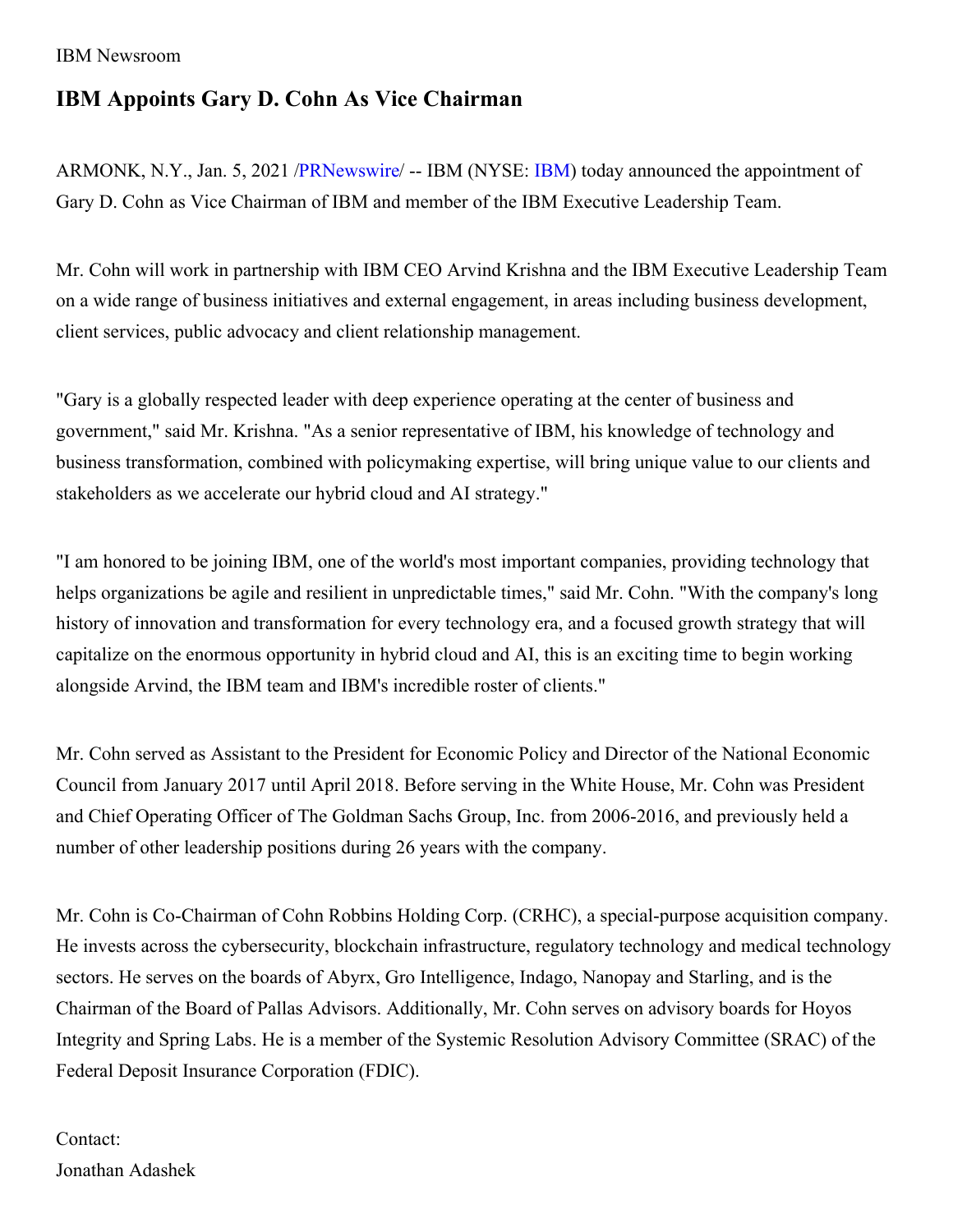IBM Newsroom

# IBM Appoints Gary D. Cohn As Vice Chairman

ARMONK, N.Y., Jan. 5, 2021 /PRNewswire/ -- IBM (NYSE: IBM) today announced the appointment of Gary D. Cohn as Vice Chairman of IBM and member of the IBM Executive Leadership Team.

Mr. Cohn will work in partnership with IBM CEO Arvind Krishna and the IBM Executive Leadership Team on a wide range of business initiatives and external engagement, in areas including business development, client services, public advocacy and client relationship management.

"Gary is a globally respected leader with deep experience operating at the center of business and government," said Mr. Krishna. "As a senior representative of IBM, his knowledge of technology and business transformation, combined with policymaking expertise, will bring unique value to our clients and stakeholders as we accelerate our hybrid cloud and AI strategy."

"I am honored to be joining IBM, one of the world's most important companies, providing technology that helps organizations be agile and resilient in unpredictable times," said Mr. Cohn. "With the company's long history of innovation and transformation for every technology era, and a focused growth strategy that will capitalize on the enormous opportunity in hybrid cloud and AI, this is an exciting time to begin working alongside Arvind, the IBM team and IBM's incredible roster of clients."

Mr. Cohn served as Assistant to the President for Economic Policy and Director of the National Economic Council from January 2017 until April 2018. Before serving in the White House, Mr. Cohn was President and Chief Operating Officer of The Goldman Sachs Group, Inc. from 2006-2016, and previously held a number of other leadership positions during 26 years with the company.

Mr. Cohn is Co-Chairman of Cohn Robbins Holding Corp. (CRHC), a special-purpose acquisition company. He invests across the cybersecurity, blockchain infrastructure, regulatory technology and medical technology sectors. He serves on the boards of Abyrx, Gro Intelligence, Indago, Nanopay and Starling, and is the Chairman of the Board of Pallas Advisors. Additionally, Mr. Cohn serves on advisory boards for Hoyos Integrity and Spring Labs. He is a member of the Systemic Resolution Advisory Committee (SRAC) of the Federal Deposit Insurance Corporation (FDIC).

Contact:
Jonathan Adashek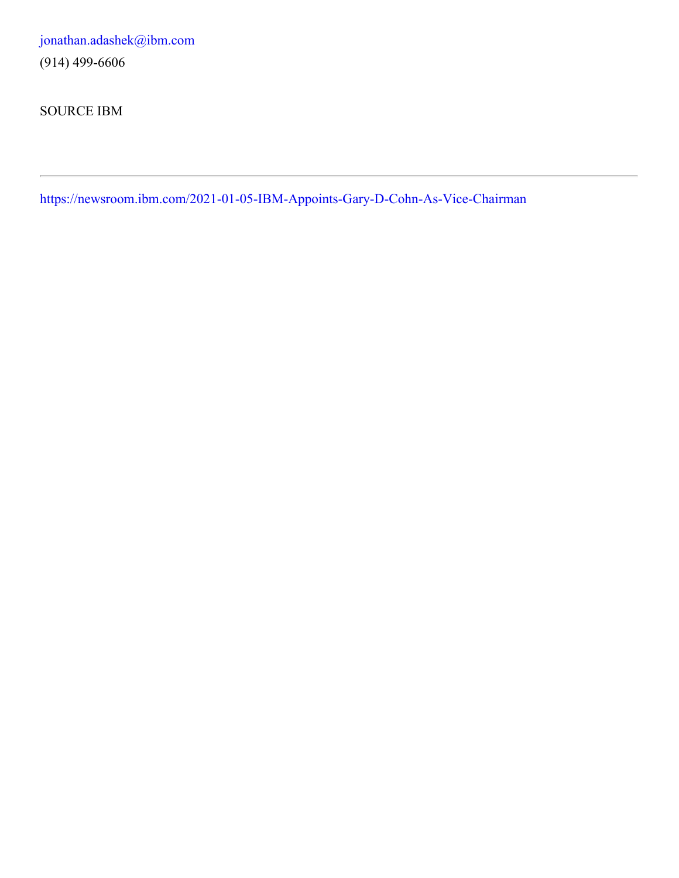jonathan.adashek@ibm.com
(914) 499-6606

SOURCE IBM

---

https://newsroom.ibm.com/2021-01-05-IBM-Appoints-Gary-D-Cohn-As-Vice-Chairman